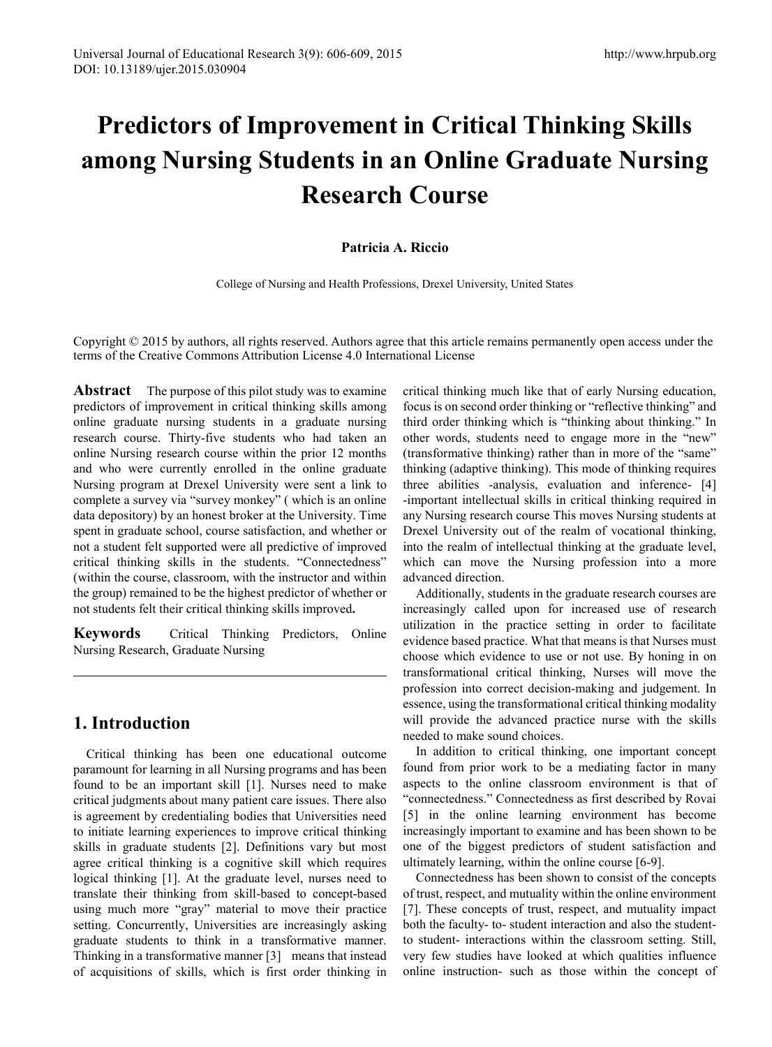# Predictors of Improvement in Critical Thinking Skills among Nursing Students in an Online Graduate Nursing Research Course

**Patricia A. Riccio**

College of Nursing and Health Professions, Drexel University, United States

Copyright © 2015 by authors, all rights reserved. Authors agree that this article remains permanently open access under the terms of the Creative Commons Attribution License 4.0 International License

**Abstract** The purpose of this pilot study was to examine predictors of improvement in critical thinking skills among online graduate nursing students in a graduate nursing research course. Thirty-five students who had taken an online Nursing research course within the prior 12 months and who were currently enrolled in the online graduate Nursing program at Drexel University were sent a link to complete a survey via "survey monkey" ( which is an online data depository) by an honest broker at the University. Time spent in graduate school, course satisfaction, and whether or not a student felt supported were all predictive of improved critical thinking skills in the students. "Connectedness" (within the course, classroom, with the instructor and within the group) remained to be the highest predictor of whether or not students felt their critical thinking skills improved**.**

**Keywords** Critical Thinking Predictors, Online Nursing Research, Graduate Nursing

## 1. Introduction

Critical thinking has been one educational outcome paramount for learning in all Nursing programs and has been found to be an important skill [1]. Nurses need to make critical judgments about many patient care issues. There also is agreement by credentialing bodies that Universities need to initiate learning experiences to improve critical thinking skills in graduate students [2]. Definitions vary but most agree critical thinking is a cognitive skill which requires logical thinking [1]. At the graduate level, nurses need to translate their thinking from skill-based to concept-based using much more "gray" material to move their practice setting. Concurrently, Universities are increasingly asking graduate students to think in a transformative manner. Thinking in a transformative manner [3] means that instead of acquisitions of skills, which is first order thinking in critical thinking much like that of early Nursing education, focus is on second order thinking or "reflective thinking" and third order thinking which is "thinking about thinking." In other words, students need to engage more in the "new" (transformative thinking) rather than in more of the "same" thinking (adaptive thinking). This mode of thinking requires three abilities -analysis, evaluation and inference- [4] -important intellectual skills in critical thinking required in any Nursing research course This moves Nursing students at Drexel University out of the realm of vocational thinking, into the realm of intellectual thinking at the graduate level, which can move the Nursing profession into a more advanced direction.

Additionally, students in the graduate research courses are increasingly called upon for increased use of research utilization in the practice setting in order to facilitate evidence based practice. What that means is that Nurses must choose which evidence to use or not use. By honing in on transformational critical thinking, Nurses will move the profession into correct decision-making and judgement. In essence, using the transformational critical thinking modality will provide the advanced practice nurse with the skills needed to make sound choices.

In addition to critical thinking, one important concept found from prior work to be a mediating factor in many aspects to the online classroom environment is that of "connectedness." Connectedness as first described by Rovai [5] in the online learning environment has become increasingly important to examine and has been shown to be one of the biggest predictors of student satisfaction and ultimately learning, within the online course [6-9].

Connectedness has been shown to consist of the concepts of trust, respect, and mutuality within the online environment [7]. These concepts of trust, respect, and mutuality impact both the faculty- to- student interaction and also the student-to student- interactions within the classroom setting. Still, very few studies have looked at which qualities influence online instruction- such as those within the concept of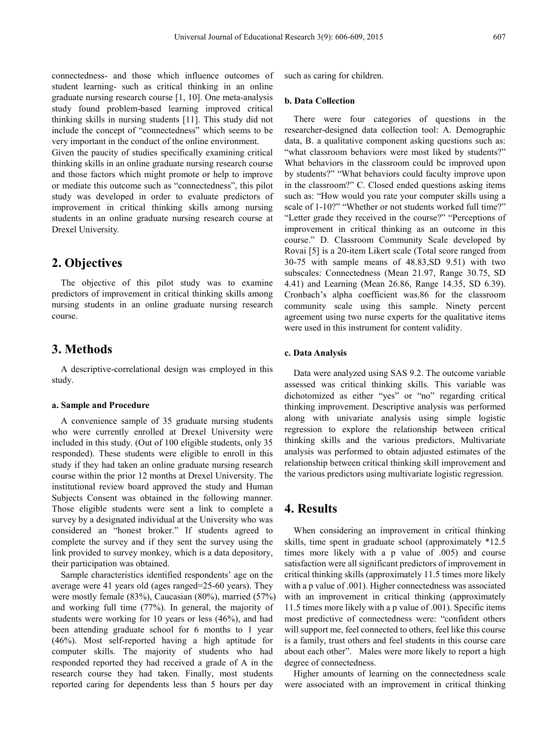connectedness- and those which influence outcomes of student learning- such as critical thinking in an online graduate nursing research course [1, 10]. One meta-analysis study found problem-based learning improved critical thinking skills in nursing students [11]. This study did not include the concept of "connectedness" which seems to be very important in the conduct of the online environment.

Given the paucity of studies specifically examining critical thinking skills in an online graduate nursing research course and those factors which might promote or help to improve or mediate this outcome such as "connectedness", this pilot study was developed in order to evaluate predictors of improvement in critical thinking skills among nursing students in an online graduate nursing research course at Drexel University.

## 2. Objectives

The objective of this pilot study was to examine predictors of improvement in critical thinking skills among nursing students in an online graduate nursing research course.

## 3. Methods

A descriptive-correlational design was employed in this study.

#### a. Sample and Procedure

A convenience sample of 35 graduate nursing students who were currently enrolled at Drexel University were included in this study. (Out of 100 eligible students, only 35 responded). These students were eligible to enroll in this study if they had taken an online graduate nursing research course within the prior 12 months at Drexel University. The institutional review board approved the study and Human Subjects Consent was obtained in the following manner. Those eligible students were sent a link to complete a survey by a designated individual at the University who was considered an "honest broker." If students agreed to complete the survey and if they sent the survey using the link provided to survey monkey, which is a data depository, their participation was obtained.

Sample characteristics identified respondents' age on the average were 41 years old (ages ranged=25-60 years). They were mostly female (83%), Caucasian (80%), married (57%) and working full time (77%). In general, the majority of students were working for 10 years or less (46%), and had been attending graduate school for 6 months to 1 year (46%). Most self-reported having a high aptitude for computer skills. The majority of students who had responded reported they had received a grade of A in the research course they had taken. Finally, most students reported caring for dependents less than 5 hours per day such as caring for children.

#### b. Data Collection

There were four categories of questions in the researcher-designed data collection tool: A. Demographic data, B. a qualitative component asking questions such as: "what classroom behaviors were most liked by students?" What behaviors in the classroom could be improved upon by students?" "What behaviors could faculty improve upon in the classroom?" C. Closed ended questions asking items such as: "How would you rate your computer skills using a scale of 1-10?" "Whether or not students worked full time?" "Letter grade they received in the course?" "Perceptions of improvement in critical thinking as an outcome in this course." D. Classroom Community Scale developed by Rovai [5] is a 20-item Likert scale (Total score ranged from 30-75 with sample means of 48.83,SD 9.51) with two subscales: Connectedness (Mean 21.97, Range 30.75, SD 4.41) and Learning (Mean 26.86, Range 14.35, SD 6.39). Cronbach's alpha coefficient was.86 for the classroom community scale using this sample. Ninety percent agreement using two nurse experts for the qualitative items were used in this instrument for content validity.

#### c. Data Analysis

Data were analyzed using SAS 9.2. The outcome variable assessed was critical thinking skills. This variable was dichotomized as either "yes" or "no" regarding critical thinking improvement. Descriptive analysis was performed along with univariate analysis using simple logistic regression to explore the relationship between critical thinking skills and the various predictors, Multivariate analysis was performed to obtain adjusted estimates of the relationship between critical thinking skill improvement and the various predictors using multivariate logistic regression.

## 4. Results

When considering an improvement in critical thinking skills, time spent in graduate school (approximately *12.5 times more likely with a p value of .005) and course satisfaction were all significant predictors of improvement in critical thinking skills (approximately 11.5 times more likely with a p value of .001). Higher connectedness was associated with an improvement in critical thinking (approximately 11.5 times more likely with a p value of .001). Specific items most predictive of connectedness were: "confident others will support me, feel connected to others, feel like this course is a family, trust others and feel students in this course care about each other". Males were more likely to report a high degree of connectedness.

Higher amounts of learning on the connectedness scale were associated with an improvement in critical thinking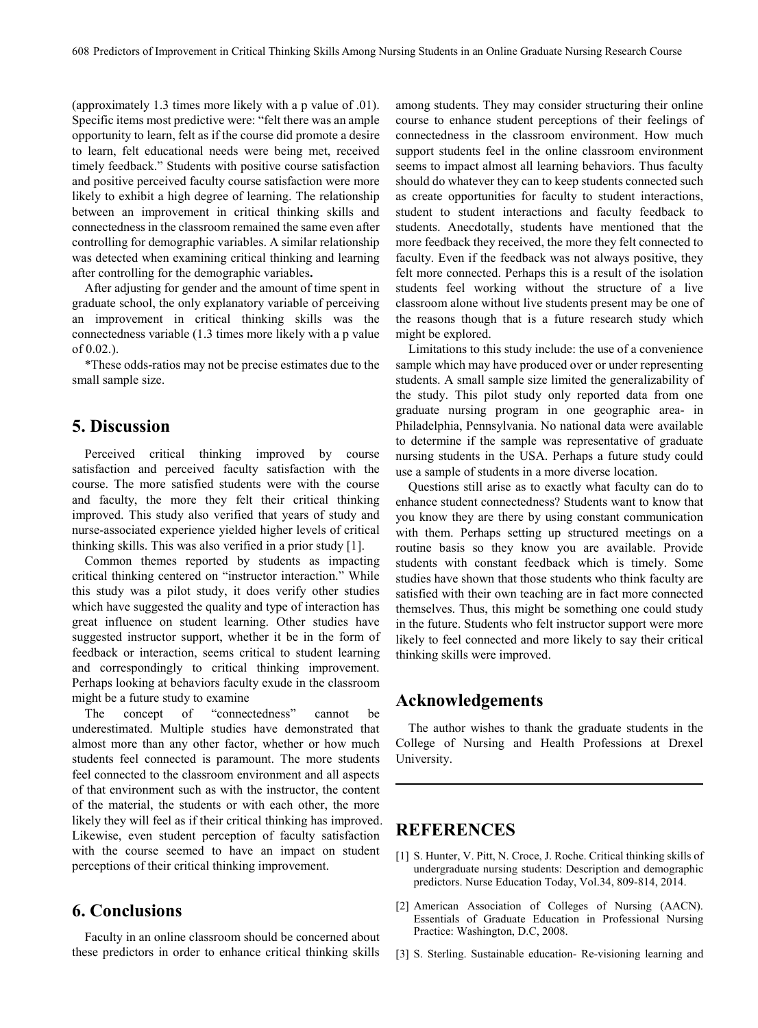(approximately 1.3 times more likely with a p value of .01). Specific items most predictive were: "felt there was an ample opportunity to learn, felt as if the course did promote a desire to learn, felt educational needs were being met, received timely feedback." Students with positive course satisfaction and positive perceived faculty course satisfaction were more likely to exhibit a high degree of learning. The relationship between an improvement in critical thinking skills and connectedness in the classroom remained the same even after controlling for demographic variables. A similar relationship was detected when examining critical thinking and learning after controlling for the demographic variables**.**

After adjusting for gender and the amount of time spent in graduate school, the only explanatory variable of perceiving an improvement in critical thinking skills was the connectedness variable (1.3 times more likely with a p value of 0.02.).

*These odds-ratios may not be precise estimates due to the small sample size.

## 5. Discussion

Perceived critical thinking improved by course satisfaction and perceived faculty satisfaction with the course. The more satisfied students were with the course and faculty, the more they felt their critical thinking improved. This study also verified that years of study and nurse-associated experience yielded higher levels of critical thinking skills. This was also verified in a prior study [1].

Common themes reported by students as impacting critical thinking centered on "instructor interaction." While this study was a pilot study, it does verify other studies which have suggested the quality and type of interaction has great influence on student learning. Other studies have suggested instructor support, whether it be in the form of feedback or interaction, seems critical to student learning and correspondingly to critical thinking improvement. Perhaps looking at behaviors faculty exude in the classroom might be a future study to examine

The concept of "connectedness" cannot be underestimated. Multiple studies have demonstrated that almost more than any other factor, whether or how much students feel connected is paramount. The more students feel connected to the classroom environment and all aspects of that environment such as with the instructor, the content of the material, the students or with each other, the more likely they will feel as if their critical thinking has improved. Likewise, even student perception of faculty satisfaction with the course seemed to have an impact on student perceptions of their critical thinking improvement.

## 6. Conclusions

Faculty in an online classroom should be concerned about these predictors in order to enhance critical thinking skills among students. They may consider structuring their online course to enhance student perceptions of their feelings of connectedness in the classroom environment. How much support students feel in the online classroom environment seems to impact almost all learning behaviors. Thus faculty should do whatever they can to keep students connected such as create opportunities for faculty to student interactions, student to student interactions and faculty feedback to students. Anecdotally, students have mentioned that the more feedback they received, the more they felt connected to faculty. Even if the feedback was not always positive, they felt more connected. Perhaps this is a result of the isolation students feel working without the structure of a live classroom alone without live students present may be one of the reasons though that is a future research study which might be explored.

Limitations to this study include: the use of a convenience sample which may have produced over or under representing students. A small sample size limited the generalizability of the study. This pilot study only reported data from one graduate nursing program in one geographic area- in Philadelphia, Pennsylvania. No national data were available to determine if the sample was representative of graduate nursing students in the USA. Perhaps a future study could use a sample of students in a more diverse location.

Questions still arise as to exactly what faculty can do to enhance student connectedness? Students want to know that you know they are there by using constant communication with them. Perhaps setting up structured meetings on a routine basis so they know you are available. Provide students with constant feedback which is timely. Some studies have shown that those students who think faculty are satisfied with their own teaching are in fact more connected themselves. Thus, this might be something one could study in the future. Students who felt instructor support were more likely to feel connected and more likely to say their critical thinking skills were improved.

## Acknowledgements

The author wishes to thank the graduate students in the College of Nursing and Health Professions at Drexel University.

## REFERENCES

[1] S. Hunter, V. Pitt, N. Croce, J. Roche. Critical thinking skills of undergraduate nursing students: Description and demographic predictors. Nurse Education Today, Vol.34, 809-814, 2014.

[2] American Association of Colleges of Nursing (AACN). Essentials of Graduate Education in Professional Nursing Practice: Washington, D.C, 2008.

[3] S. Sterling. Sustainable education- Re-visioning learning and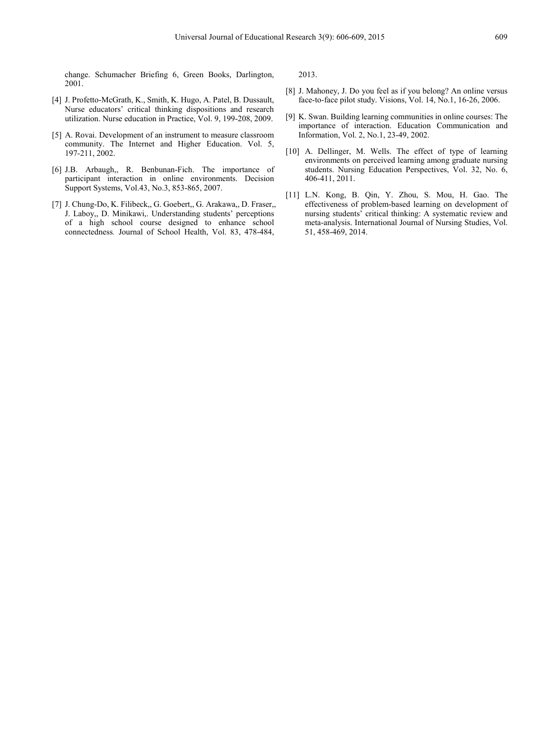change. Schumacher Briefing 6, Green Books, Darlington, 2001.

[4] J. Profetto-McGrath, K., Smith, K. Hugo, A. Patel, B. Dussault, Nurse educators' critical thinking dispositions and research utilization. Nurse education in Practice, Vol. 9, 199-208, 2009.

[5] A. Rovai. Development of an instrument to measure classroom community. The Internet and Higher Education. Vol. 5, 197-211, 2002.

[6] J.B. Arbaugh,, R. Benbunan-Fich. The importance of participant interaction in online environments. Decision Support Systems, Vol.43, No.3, 853-865, 2007.

[7] J. Chung-Do, K. Filibeck,, G. Goebert,, G. Arakawa,, D. Fraser,, J. Laboy,, D. Minikawi,. Understanding students' perceptions of a high school course designed to enhance school connectedness. Journal of School Health, Vol. 83, 478-484, 2013.

[8] J. Mahoney, J. Do you feel as if you belong? An online versus face-to-face pilot study. Visions, Vol. 14, No.1, 16-26, 2006.

[9] K. Swan. Building learning communities in online courses: The importance of interaction. Education Communication and Information, Vol. 2, No.1, 23-49, 2002.

[10] A. Dellinger, M. Wells. The effect of type of learning environments on perceived learning among graduate nursing students. Nursing Education Perspectives, Vol. 32, No. 6, 406-411, 2011.

[11] L.N. Kong, B. Qin, Y. Zhou, S. Mou, H. Gao. The effectiveness of problem-based learning on development of nursing students' critical thinking: A systematic review and meta-analysis. International Journal of Nursing Studies, Vol. 51, 458-469, 2014.